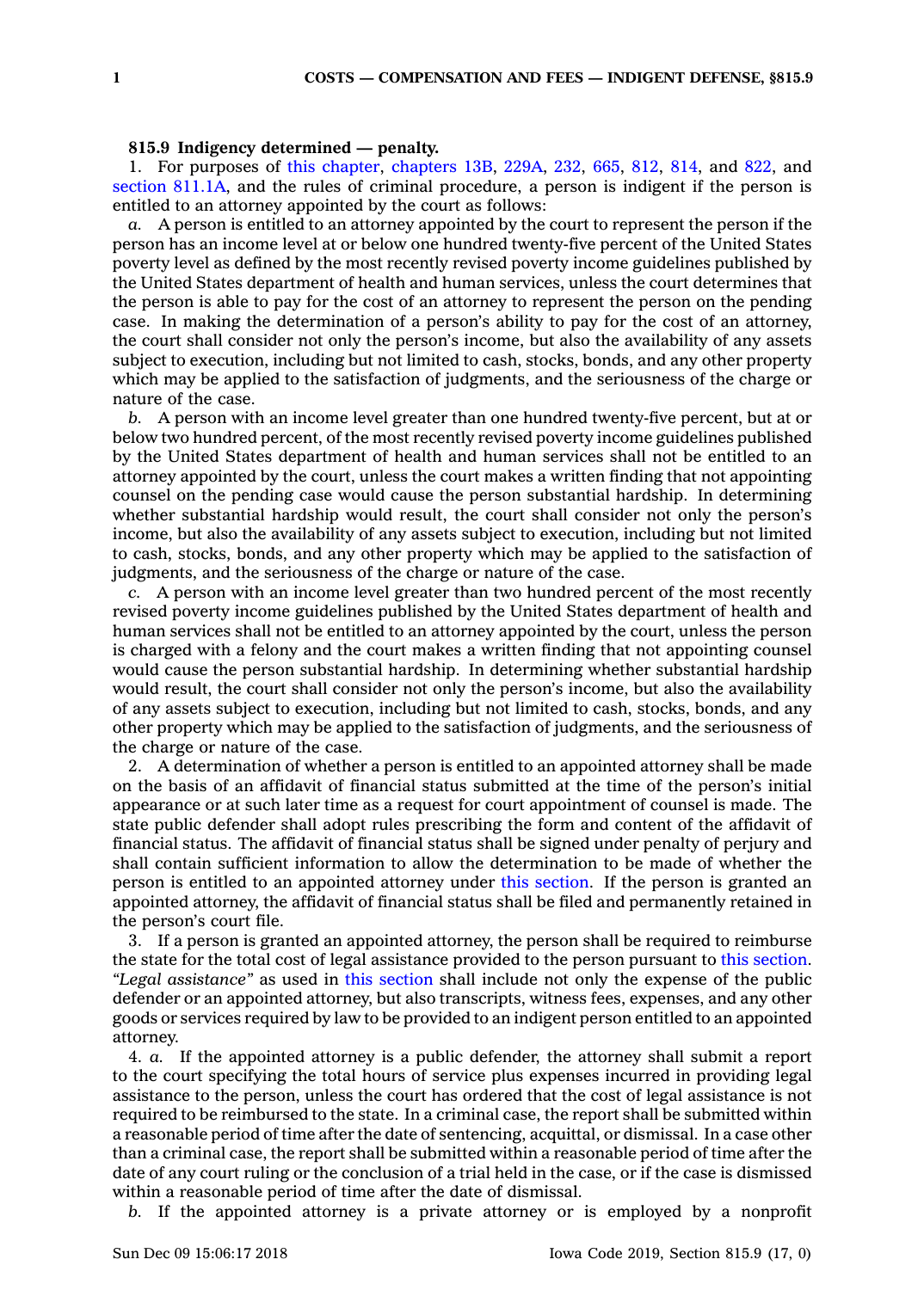**815.9 Indigency determined — penalty.**

1. For purposes of this chapter, chapters 13B, 229A, 232, 665, 812, 814, and 822, and section 811.1A, and the rules of criminal procedure, a person is indigent if the person is entitled to an attorney appointed by the court as follows:

*a.* A person is entitled to an attorney appointed by the court to represent the person if the person has an income level at or below one hundred twenty-five percent of the United States poverty level as defined by the most recently revised poverty income guidelines published by the United States department of health and human services, unless the court determines that the person is able to pay for the cost of an attorney to represent the person on the pending case. In making the determination of a person's ability to pay for the cost of an attorney, the court shall consider not only the person's income, but also the availability of any assets subject to execution, including but not limited to cash, stocks, bonds, and any other property which may be applied to the satisfaction of judgments, and the seriousness of the charge or nature of the case.

*b.* A person with an income level greater than one hundred twenty-five percent, but at or below two hundred percent, of the most recently revised poverty income guidelines published by the United States department of health and human services shall not be entitled to an attorney appointed by the court, unless the court makes a written finding that not appointing counsel on the pending case would cause the person substantial hardship. In determining whether substantial hardship would result, the court shall consider not only the person's income, but also the availability of any assets subject to execution, including but not limited to cash, stocks, bonds, and any other property which may be applied to the satisfaction of judgments, and the seriousness of the charge or nature of the case.

*c.* A person with an income level greater than two hundred percent of the most recently revised poverty income guidelines published by the United States department of health and human services shall not be entitled to an attorney appointed by the court, unless the person is charged with a felony and the court makes a written finding that not appointing counsel would cause the person substantial hardship. In determining whether substantial hardship would result, the court shall consider not only the person's income, but also the availability of any assets subject to execution, including but not limited to cash, stocks, bonds, and any other property which may be applied to the satisfaction of judgments, and the seriousness of the charge or nature of the case.

2. A determination of whether a person is entitled to an appointed attorney shall be made on the basis of an affidavit of financial status submitted at the time of the person's initial appearance or at such later time as a request for court appointment of counsel is made. The state public defender shall adopt rules prescribing the form and content of the affidavit of financial status. The affidavit of financial status shall be signed under penalty of perjury and shall contain sufficient information to allow the determination to be made of whether the person is entitled to an appointed attorney under this section. If the person is granted an appointed attorney, the affidavit of financial status shall be filed and permanently retained in the person's court file.

3. If a person is granted an appointed attorney, the person shall be required to reimburse the state for the total cost of legal assistance provided to the person pursuant to this section. *"Legal assistance"* as used in this section shall include not only the expense of the public defender or an appointed attorney, but also transcripts, witness fees, expenses, and any other goods or services required by law to be provided to an indigent person entitled to an appointed attorney.

4. *a.* If the appointed attorney is a public defender, the attorney shall submit a report to the court specifying the total hours of service plus expenses incurred in providing legal assistance to the person, unless the court has ordered that the cost of legal assistance is not required to be reimbursed to the state. In a criminal case, the report shall be submitted within a reasonable period of time after the date of sentencing, acquittal, or dismissal. In a case other than a criminal case, the report shall be submitted within a reasonable period of time after the date of any court ruling or the conclusion of a trial held in the case, or if the case is dismissed within a reasonable period of time after the date of dismissal.

*b.* If the appointed attorney is a private attorney or is employed by a nonprofit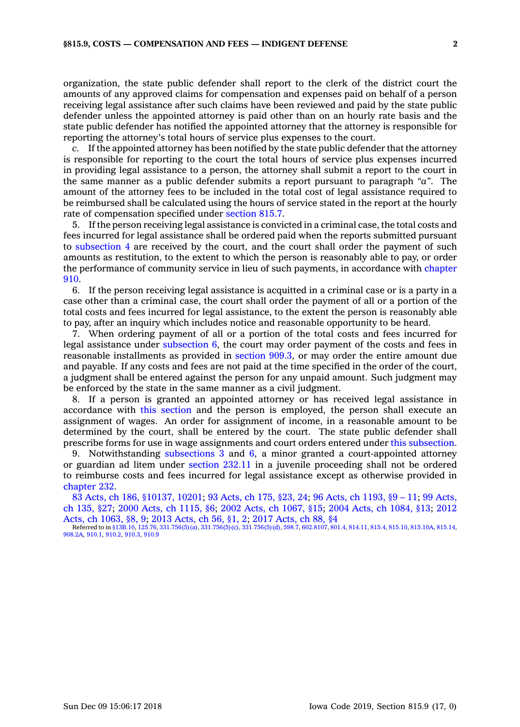organization, the state public defender shall report to the clerk of the district court the amounts of any approved claims for compensation and expenses paid on behalf of a person receiving legal assistance after such claims have been reviewed and paid by the state public defender unless the appointed attorney is paid other than on an hourly rate basis and the state public defender has notified the appointed attorney that the attorney is responsible for reporting the attorney's total hours of service plus expenses to the court.

*c.* If the appointed attorney has been notified by the state public defender that the attorney is responsible for reporting to the court the total hours of service plus expenses incurred in providing legal assistance to a person, the attorney shall submit a report to the court in the same manner as a public defender submits a report pursuant to paragraph *"a"*. The amount of the attorney fees to be included in the total cost of legal assistance required to be reimbursed shall be calculated using the hours of service stated in the report at the hourly rate of compensation specified under section 815.7.

5. If the person receiving legal assistance is convicted in a criminal case, the total costs and fees incurred for legal assistance shall be ordered paid when the reports submitted pursuant to subsection 4 are received by the court, and the court shall order the payment of such amounts as restitution, to the extent to which the person is reasonably able to pay, or order the performance of community service in lieu of such payments, in accordance with chapter 910.

6. If the person receiving legal assistance is acquitted in a criminal case or is a party in a case other than a criminal case, the court shall order the payment of all or a portion of the total costs and fees incurred for legal assistance, to the extent the person is reasonably able to pay, after an inquiry which includes notice and reasonable opportunity to be heard.

7. When ordering payment of all or a portion of the total costs and fees incurred for legal assistance under subsection 6, the court may order payment of the costs and fees in reasonable installments as provided in section 909.3, or may order the entire amount due and payable. If any costs and fees are not paid at the time specified in the order of the court, a judgment shall be entered against the person for any unpaid amount. Such judgment may be enforced by the state in the same manner as a civil judgment.

8. If a person is granted an appointed attorney or has received legal assistance in accordance with this section and the person is employed, the person shall execute an assignment of wages. An order for assignment of income, in a reasonable amount to be determined by the court, shall be entered by the court. The state public defender shall prescribe forms for use in wage assignments and court orders entered under this subsection.

9. Notwithstanding subsections 3 and 6, a minor granted a court-appointed attorney or guardian ad litem under section 232.11 in a juvenile proceeding shall not be ordered to reimburse costs and fees incurred for legal assistance except as otherwise provided in chapter 232.

83 Acts, ch 186, §10137, 10201; 93 Acts, ch 175, §23, 24; 96 Acts, ch 1193, §9 – 11; 99 Acts, ch 135, §27; 2000 Acts, ch 1115, §6; 2002 Acts, ch 1067, §15; 2004 Acts, ch 1084, §13; 2012 Acts, ch 1063, §8, 9; 2013 Acts, ch 56, §1, 2; 2017 Acts, ch 88, §4

Referred to in §13B.10, 125.76, 331.756(5)(a), 331.756(5)(c), 331.756(5)(d), 598.7, 602.8107, 801.4, 814.11, 815.4, 815.10, 815.10A, 815.14, 908.2A, 910.1, 910.2, 910.3, 910.9